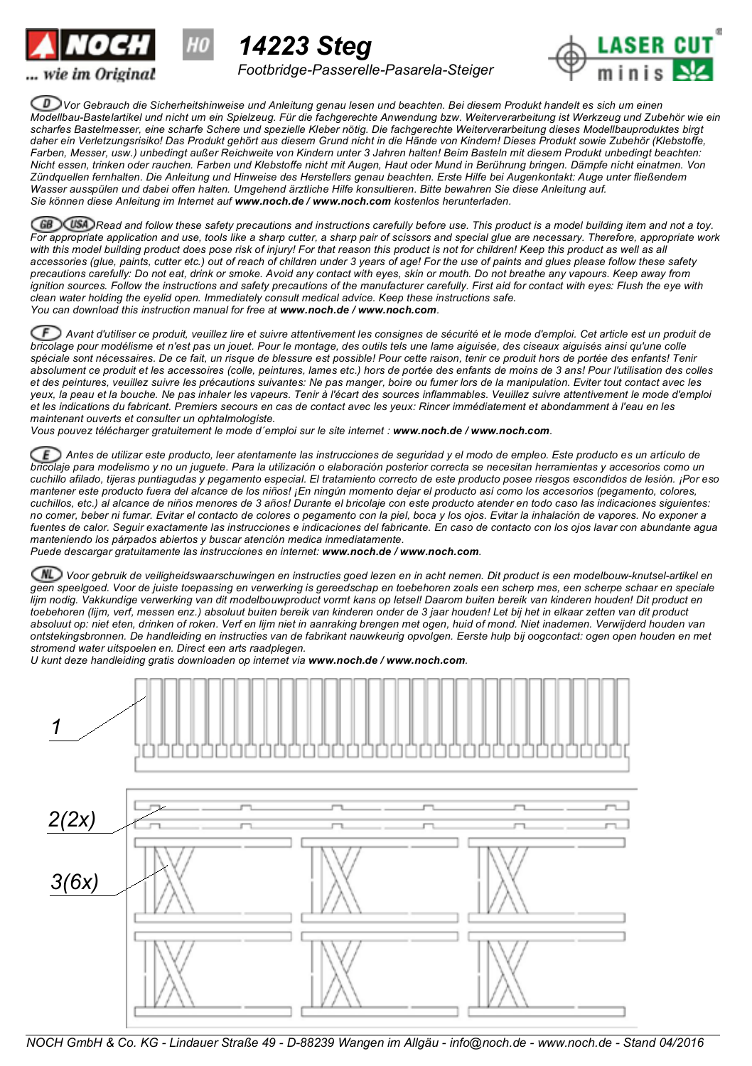# 14223 Steg

Footbridge-Passerelle-Pasarela-Steiger

**(D)** Vor Gebrauch die Sicherheitshinweise und Anleitung genau lesen und beachten. Bei diesem Produkt handelt es sich um einen Modellbau-Bastelartikel und nicht um ein Spielzeug. Für die fachgerechte Anwendung bzw. Weiterverarbeitung ist Werkzeug und Zubehör wie ein scharfes Bastelmesser, eine scharfe Schere und spezielle Kleber nötig. Die fachgerechte Weiterverarbeitung dieses Modellbauproduktes birgt daher ein Verletzungsrisiko! Das Produkt gehört aus diesem Grund nicht in die Hände von Kindern! Dieses Produkt sowie Zubehör (Klebstoffe, Farben, Messer, usw.) unbedingt außer Reichweite von Kindern unter 3 Jahren halten! Beim Basteln mit diesem Produkt unbedingt beachten: Nicht essen, trinken oder rauchen. Farben und Klebstoffe nicht mit Augen, Haut oder Mund in Berührung bringen. Dämpfe nicht einatmen. Von Zündquellen fernhalten. Die Anleitung und Hinweise des Herstellers genau beachten. Erste Hilfe bei Augenkontakt: Auge unter fließendem Wasser ausspülen und dabei offen halten. Umgehend ärztliche Hilfe konsultieren. Bitte bewahren Sie diese Anleitung auf.
Sie können diese Anleitung im Internet auf **www.noch.de / www.noch.com** kostenlos herunterladen.

**(GB) (USA)** Read and follow these safety precautions and instructions carefully before use. This product is a model building item and not a toy. For appropriate application and use, tools like a sharp cutter, a sharp pair of scissors and special glue are necessary. Therefore, appropriate work with this model building product does pose risk of injury! For that reason this product is not for children! Keep this product as well as all accessories (glue, paints, cutter etc.) out of reach of children under 3 years of age! For the use of paints and glues please follow these safety precautions carefully: Do not eat, drink or smoke. Avoid any contact with eyes, skin or mouth. Do not breathe any vapours. Keep away from ignition sources. Follow the instructions and safety precautions of the manufacturer carefully. First aid for contact with eyes: Flush the eye with clean water holding the eyelid open. Immediately consult medical advice. Keep these instructions safe.
You can download this instruction manual for free at **www.noch.de / www.noch.com**.

**(F)** Avant d'utiliser ce produit, veuillez lire et suivre attentivement les consignes de sécurité et le mode d'emploi. Cet article est un produit de bricolage pour modélisme et n'est pas un jouet. Pour le montage, des outils tels une lame aiguisée, des ciseaux aiguisés ainsi qu'une colle spéciale sont nécessaires. De ce fait, un risque de blessure est possible! Pour cette raison, tenir ce produit hors de portée des enfants! Tenir absolument ce produit et les accessoires (colle, peintures, lames etc.) hors de portée des enfants de moins de 3 ans! Pour l'utilisation des colles et des peintures, veuillez suivre les précautions suivantes: Ne pas manger, boire ou fumer lors de la manipulation. Eviter tout contact avec les yeux, la peau et la bouche. Ne pas inhaler les vapeurs. Tenir à l'écart des sources inflammables. Veuillez suivre attentivement le mode d'emploi et les indications du fabricant. Premiers secours en cas de contact avec les yeux: Rincer immédiatement et abondamment à l'eau en les maintenant ouverts et consulter un ophtalmologiste.
Vous pouvez télécharger gratuitement le mode d´emploi sur le site internet : **www.noch.de / www.noch.com**.

**(E)** Antes de utilizar este producto, leer atentamente las instrucciones de seguridad y el modo de empleo. Este producto es un artículo de bricolaje para modelismo y no un juguete. Para la utilización o elaboración posterior correcta se necesitan herramientas y accesorios como un cuchillo afilado, tijeras puntiagudas y pegamento especial. El tratamiento correcto de este producto posee riesgos escondidos de lesión. ¡Por eso mantener este producto fuera del alcance de los niños! ¡En ningún momento dejar el producto así como los accesorios (pegamento, colores, cuchillos, etc.) al alcance de niños menores de 3 años! Durante el bricolaje con este producto atender en todo caso las indicaciones siguientes: no comer, beber ni fumar. Evitar el contacto de colores o pegamento con la piel, boca y los ojos. Evitar la inhalación de vapores. No exponer a fuentes de calor. Seguir exactamente las instrucciones e indicaciones del fabricante. En caso de contacto con los ojos lavar con abundante agua manteniendo los párpados abiertos y buscar atención medica inmediatamente.
Puede descargar gratuitamente las instrucciones en internet: **www.noch.de / www.noch.com**.

**(NL)** Voor gebruik de veiligheidswaarschuwingen en instructies goed lezen en in acht nemen. Dit product is een modelbouw-knutsel-artikel en geen speelgoed. Voor de juiste toepassing en verwerking is gereedschap en toebehoren zoals een scherp mes, een scherpe schaar en speciale lijm nodig. Vakkundige verwerking van dit modelbouwproduct vormt kans op letsel! Daarom buiten bereik van kinderen houden! Dit product en toebehoren (lijm, verf, messen enz.) absoluut buiten bereik van kinderen onder de 3 jaar houden! Let bij het in elkaar zetten van dit product absoluut op: niet eten, drinken of roken. Verf en lijm niet in aanraking brengen met ogen, huid of mond. Niet inademen. Verwijderd houden van ontstekingsbronnen. De handleiding en instructies van de fabrikant nauwkeurig opvolgen. Eerste hulp bij oogcontact: ogen open houden en met stromend water uitspoelen en. Direct een arts raadplegen.
U kunt deze handleiding gratis downloaden op internet via **www.noch.de / www.noch.com**.

1

2(2x)

3(6x)

NOCH GmbH & Co. KG - Lindauer Straße 49 - D-88239 Wangen im Allgäu - info@noch.de - www.noch.de - Stand 04/2016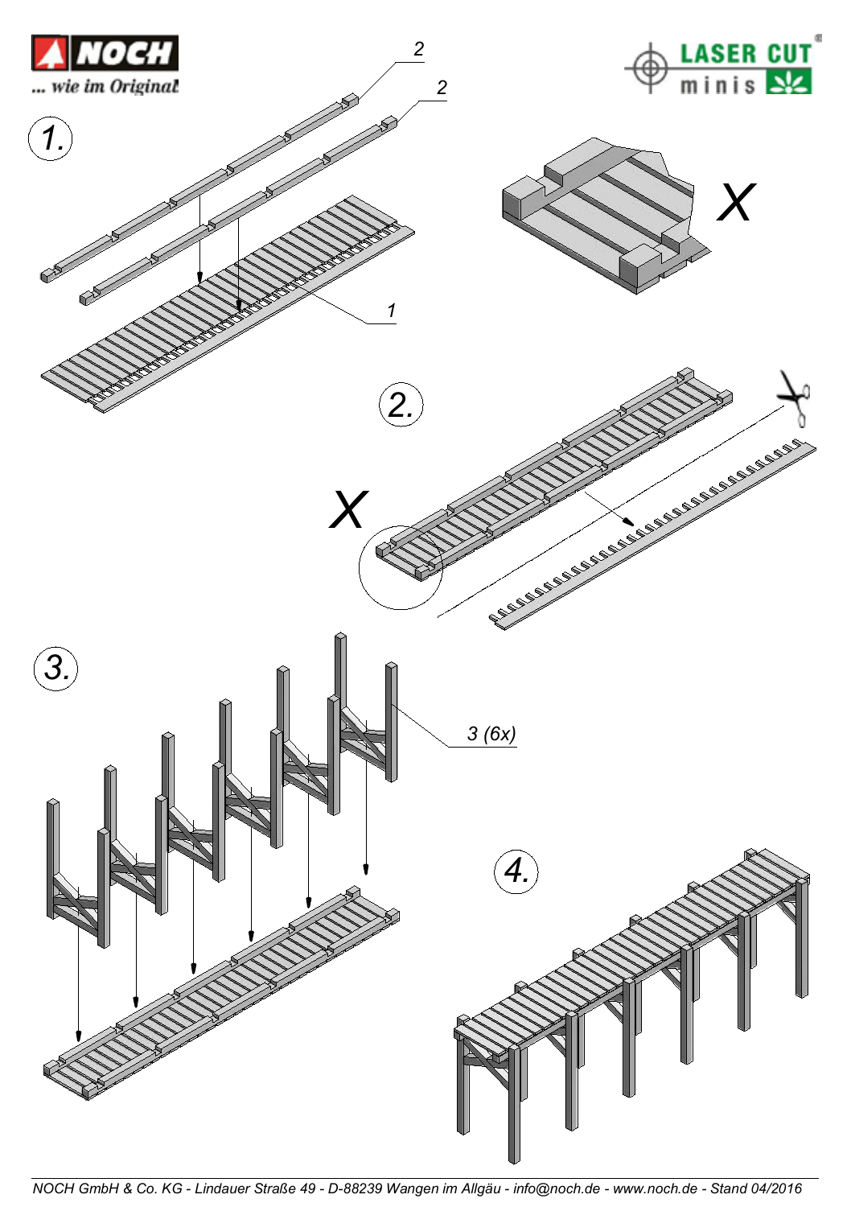NOCH

... wie im Original

LASER CUT minis

1.

2

2

1

X

2.

X

3.

3 (6x)

4.

NOCH GmbH & Co. KG - Lindauer Straße 49 - D-88239 Wangen im Allgäu - info@noch.de - www.noch.de - Stand 04/2016